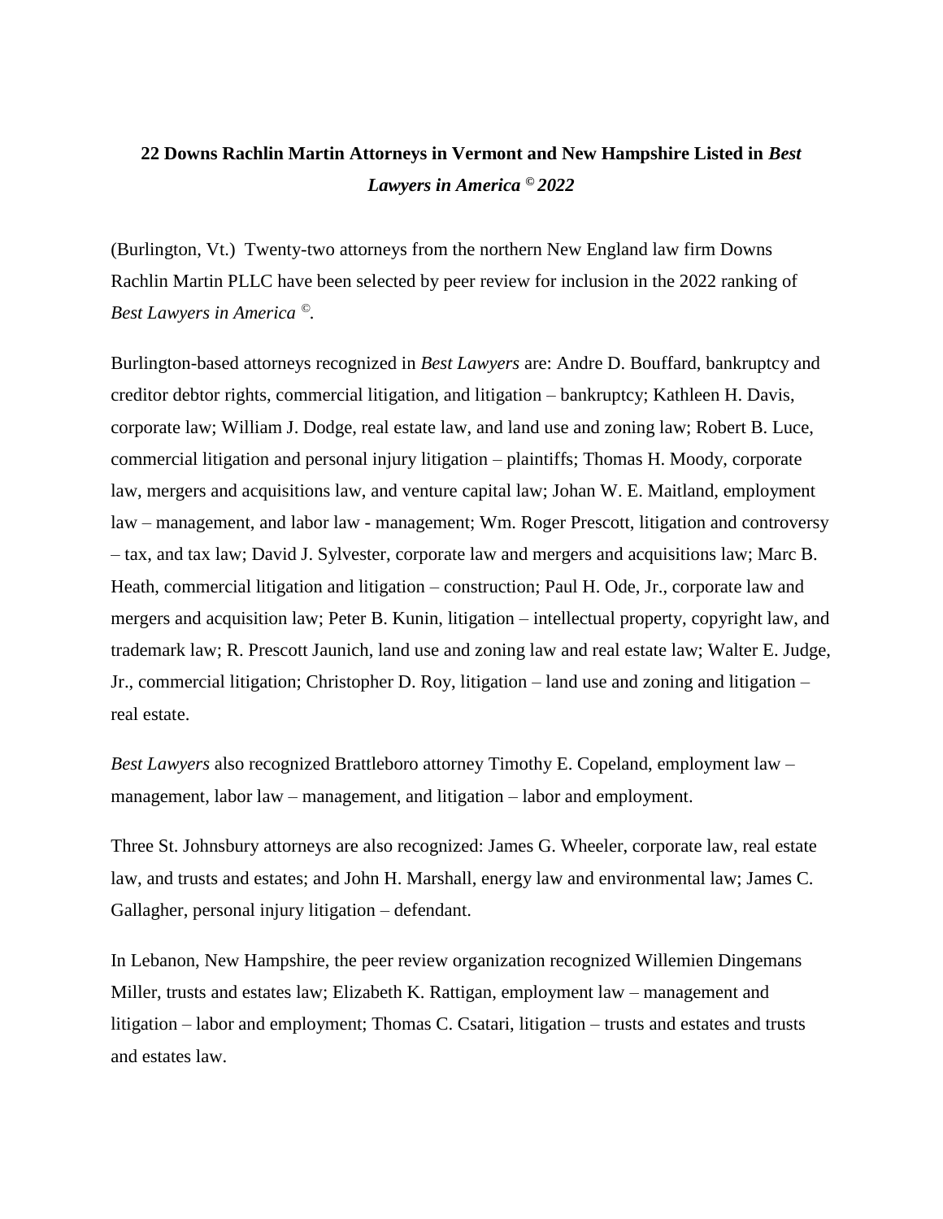**22 Downs Rachlin Martin Attorneys in Vermont and New Hampshire Listed in *Best Lawyers in America © 2022***

(Burlington, Vt.) Twenty-two attorneys from the northern New England law firm Downs Rachlin Martin PLLC have been selected by peer review for inclusion in the 2022 ranking of *Best Lawyers in America ©*.

Burlington-based attorneys recognized in *Best Lawyers* are: Andre D. Bouffard, bankruptcy and creditor debtor rights, commercial litigation, and litigation – bankruptcy; Kathleen H. Davis, corporate law; William J. Dodge, real estate law, and land use and zoning law; Robert B. Luce, commercial litigation and personal injury litigation – plaintiffs; Thomas H. Moody, corporate law, mergers and acquisitions law, and venture capital law; Johan W. E. Maitland, employment law – management, and labor law - management; Wm. Roger Prescott, litigation and controversy – tax, and tax law; David J. Sylvester, corporate law and mergers and acquisitions law; Marc B. Heath, commercial litigation and litigation – construction; Paul H. Ode, Jr., corporate law and mergers and acquisition law; Peter B. Kunin, litigation – intellectual property, copyright law, and trademark law; R. Prescott Jaunich, land use and zoning law and real estate law; Walter E. Judge, Jr., commercial litigation; Christopher D. Roy, litigation – land use and zoning and litigation – real estate.

*Best Lawyers* also recognized Brattleboro attorney Timothy E. Copeland, employment law – management, labor law – management, and litigation – labor and employment.

Three St. Johnsbury attorneys are also recognized: James G. Wheeler, corporate law, real estate law, and trusts and estates; and John H. Marshall, energy law and environmental law; James C. Gallagher, personal injury litigation – defendant.

In Lebanon, New Hampshire, the peer review organization recognized Willemien Dingemans Miller, trusts and estates law; Elizabeth K. Rattigan, employment law – management and litigation – labor and employment; Thomas C. Csatari, litigation – trusts and estates and trusts and estates law.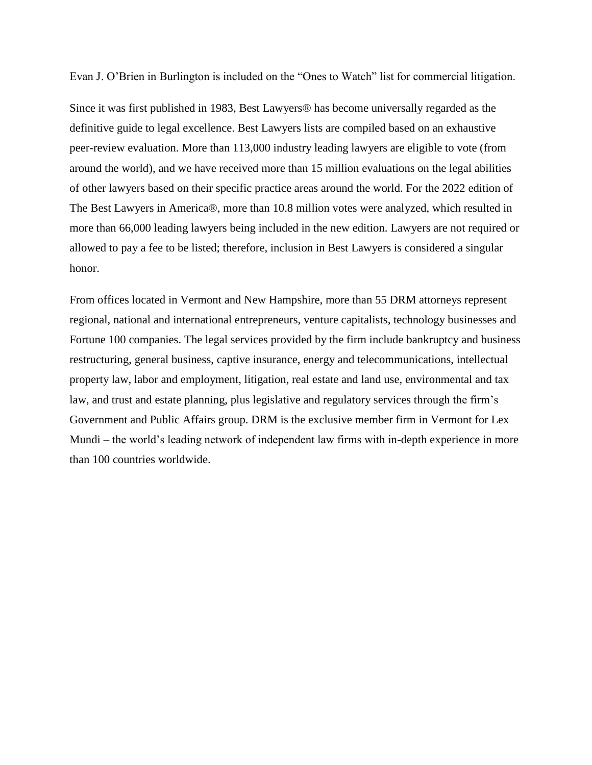Evan J. O’Brien in Burlington is included on the “Ones to Watch” list for commercial litigation.

Since it was first published in 1983, Best Lawyers® has become universally regarded as the definitive guide to legal excellence. Best Lawyers lists are compiled based on an exhaustive peer-review evaluation. More than 113,000 industry leading lawyers are eligible to vote (from around the world), and we have received more than 15 million evaluations on the legal abilities of other lawyers based on their specific practice areas around the world. For the 2022 edition of The Best Lawyers in America®, more than 10.8 million votes were analyzed, which resulted in more than 66,000 leading lawyers being included in the new edition. Lawyers are not required or allowed to pay a fee to be listed; therefore, inclusion in Best Lawyers is considered a singular honor.

From offices located in Vermont and New Hampshire, more than 55 DRM attorneys represent regional, national and international entrepreneurs, venture capitalists, technology businesses and Fortune 100 companies. The legal services provided by the firm include bankruptcy and business restructuring, general business, captive insurance, energy and telecommunications, intellectual property law, labor and employment, litigation, real estate and land use, environmental and tax law, and trust and estate planning, plus legislative and regulatory services through the firm’s Government and Public Affairs group. DRM is the exclusive member firm in Vermont for Lex Mundi – the world’s leading network of independent law firms with in-depth experience in more than 100 countries worldwide.